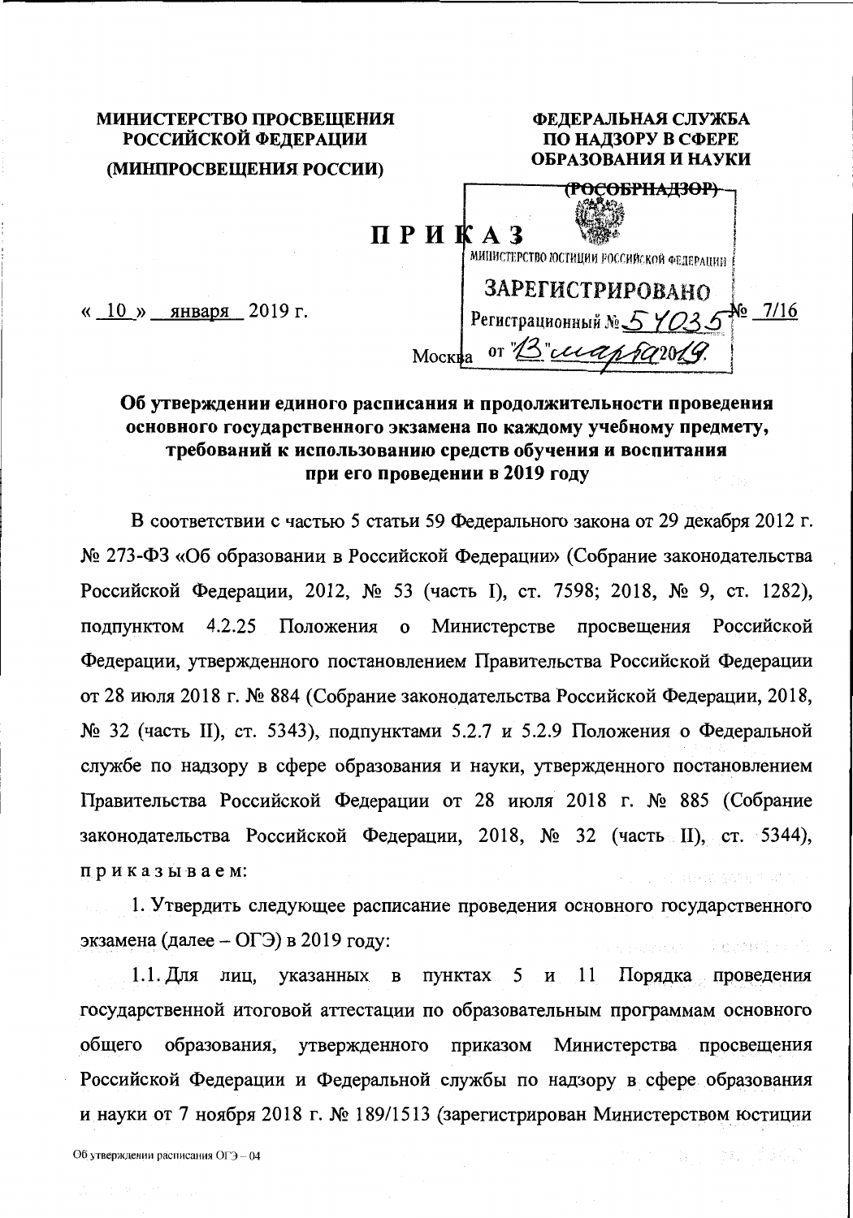**МИНИСТЕРСТВО ПРОСВЕЩЕНИЯ РОССИЙСКОЙ ФЕДЕРАЦИИ (МИНПРОСВЕЩЕНИЯ РОССИИ)**

**ФЕДЕРАЛЬНАЯ СЛУЖБА ПО НАДЗОРУ В СФЕРЕ ОБРАЗОВАНИЯ И НАУКИ (РОСОБРНАДЗОР)**

МИНИСТЕРСТВО ЮСТИЦИИ РОССИЙСКОЙ ФЕДЕРАЦИИ
ЗАРЕГИСТРИРОВАНО
Регистрационный № 54035
от "13" марта 2019

# ПРИКАЗ

« 10 » января 2019 г. № 7/16

Москва

## Об утверждении единого расписания и продолжительности проведения основного государственного экзамена по каждому учебному предмету, требований к использованию средств обучения и воспитания при его проведении в 2019 году

В соответствии с частью 5 статьи 59 Федерального закона от 29 декабря 2012 г. № 273-ФЗ «Об образовании в Российской Федерации» (Собрание законодательства Российской Федерации, 2012, № 53 (часть I), ст. 7598; 2018, № 9, ст. 1282), подпунктом 4.2.25 Положения о Министерстве просвещения Российской Федерации, утвержденного постановлением Правительства Российской Федерации от 28 июля 2018 г. № 884 (Собрание законодательства Российской Федерации, 2018, № 32 (часть II), ст. 5343), подпунктами 5.2.7 и 5.2.9 Положения о Федеральной службе по надзору в сфере образования и науки, утвержденного постановлением Правительства Российской Федерации от 28 июля 2018 г. № 885 (Собрание законодательства Российской Федерации, 2018, № 32 (часть II), ст. 5344), приказываем:

1. Утвердить следующее расписание проведения основного государственного экзамена (далее – ОГЭ) в 2019 году:

1.1. Для лиц, указанных в пунктах 5 и 11 Порядка проведения государственной итоговой аттестации по образовательным программам основного общего образования, утвержденного приказом Министерства просвещения Российской Федерации и Федеральной службы по надзору в сфере образования и науки от 7 ноября 2018 г. № 189/1513 (зарегистрирован Министерством юстиции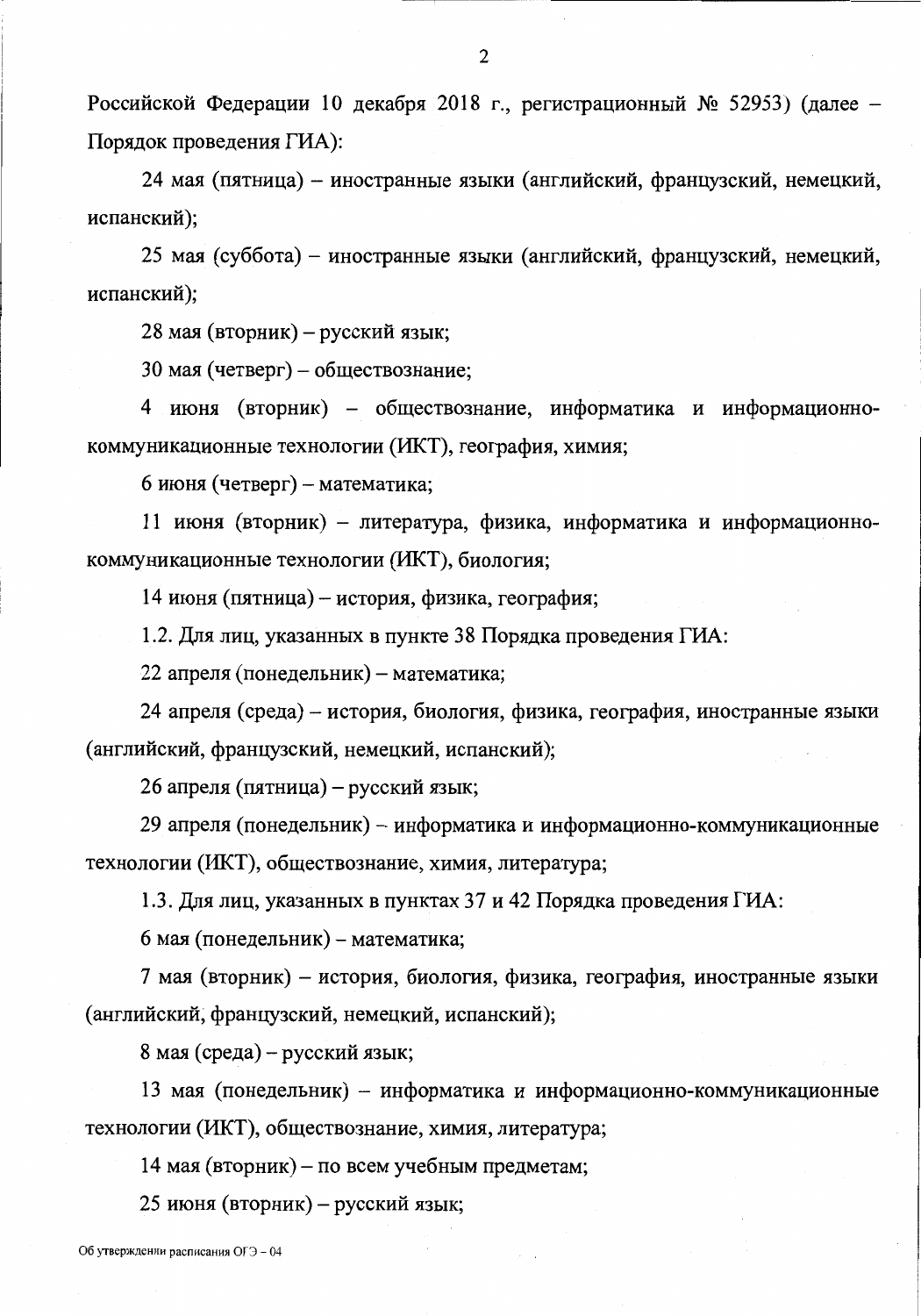Российской Федерации 10 декабря 2018 г., регистрационный № 52953) (далее – Порядок проведения ГИА):

24 мая (пятница) – иностранные языки (английский, французский, немецкий, испанский);

25 мая (суббота) – иностранные языки (английский, французский, немецкий, испанский);

28 мая (вторник) – русский язык;

30 мая (четверг) – обществознание;

4 июня (вторник) – обществознание, информатика и информационно-коммуникационные технологии (ИКТ), география, химия;

6 июня (четверг) – математика;

11 июня (вторник) – литература, физика, информатика и информационно-коммуникационные технологии (ИКТ), биология;

14 июня (пятница) – история, физика, география;

1.2. Для лиц, указанных в пункте 38 Порядка проведения ГИА:

22 апреля (понедельник) – математика;

24 апреля (среда) – история, биология, физика, география, иностранные языки (английский, французский, немецкий, испанский);

26 апреля (пятница) – русский язык;

29 апреля (понедельник) – информатика и информационно-коммуникационные технологии (ИКТ), обществознание, химия, литература;

1.3. Для лиц, указанных в пунктах 37 и 42 Порядка проведения ГИА:

6 мая (понедельник) – математика;

7 мая (вторник) – история, биология, физика, география, иностранные языки (английский, французский, немецкий, испанский);

8 мая (среда) – русский язык;

13 мая (понедельник) – информатика и информационно-коммуникационные технологии (ИКТ), обществознание, химия, литература;

14 мая (вторник) – по всем учебным предметам;

25 июня (вторник) – русский язык;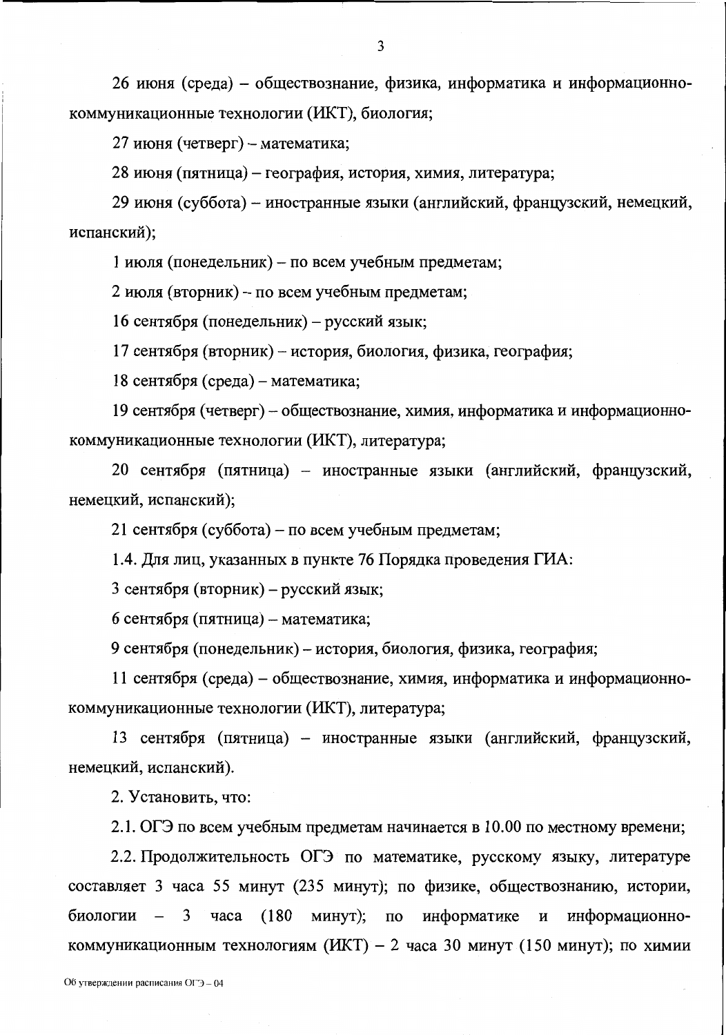26 июня (среда) – обществознание, физика, информатика и информационно-коммуникационные технологии (ИКТ), биология;

27 июня (четверг) – математика;

28 июня (пятница) – география, история, химия, литература;

29 июня (суббота) – иностранные языки (английский, французский, немецкий, испанский);

1 июля (понедельник) – по всем учебным предметам;

2 июля (вторник) – по всем учебным предметам;

16 сентября (понедельник) – русский язык;

17 сентября (вторник) – история, биология, физика, география;

18 сентября (среда) – математика;

19 сентября (четверг) – обществознание, химия, информатика и информационно-коммуникационные технологии (ИКТ), литература;

20 сентября (пятница) – иностранные языки (английский, французский, немецкий, испанский);

21 сентября (суббота) – по всем учебным предметам;

1.4. Для лиц, указанных в пункте 76 Порядка проведения ГИА:

3 сентября (вторник) – русский язык;

6 сентября (пятница) – математика;

9 сентября (понедельник) – история, биология, физика, география;

11 сентября (среда) – обществознание, химия, информатика и информационно-коммуникационные технологии (ИКТ), литература;

13 сентября (пятница) – иностранные языки (английский, французский, немецкий, испанский).

2. Установить, что:

2.1. ОГЭ по всем учебным предметам начинается в 10.00 по местному времени;

2.2. Продолжительность ОГЭ по математике, русскому языку, литературе составляет 3 часа 55 минут (235 минут); по физике, обществознанию, истории, биологии – 3 часа (180 минут); по информатике и информационно-коммуникационным технологиям (ИКТ) – 2 часа 30 минут (150 минут); по химии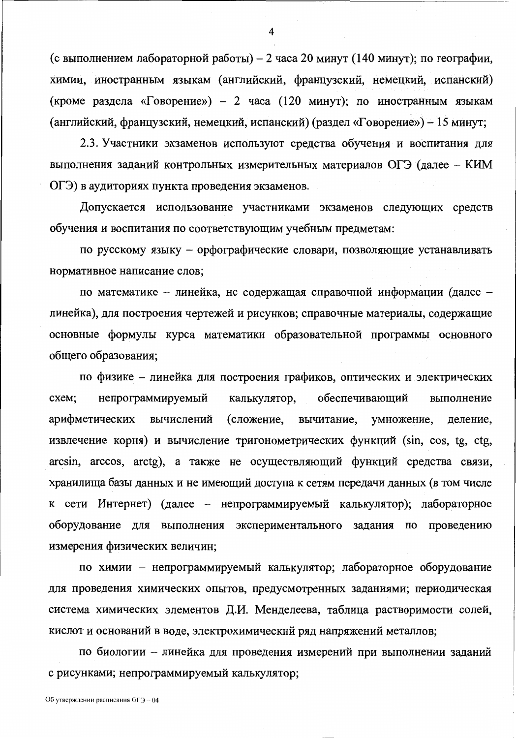(с выполнением лабораторной работы) – 2 часа 20 минут (140 минут); по географии, химии, иностранным языкам (английский, французский, немецкий, испанский) (кроме раздела «Говорение») – 2 часа (120 минут); по иностранным языкам (английский, французский, немецкий, испанский) (раздел «Говорение») – 15 минут;

2.3. Участники экзаменов используют средства обучения и воспитания для выполнения заданий контрольных измерительных материалов ОГЭ (далее – КИМ ОГЭ) в аудиториях пункта проведения экзаменов.

Допускается использование участниками экзаменов следующих средств обучения и воспитания по соответствующим учебным предметам:

по русскому языку – орфографические словари, позволяющие устанавливать нормативное написание слов;

по математике – линейка, не содержащая справочной информации (далее – линейка), для построения чертежей и рисунков; справочные материалы, содержащие основные формулы курса математики образовательной программы основного общего образования;

по физике – линейка для построения графиков, оптических и электрических схем; непрограммируемый калькулятор, обеспечивающий выполнение арифметических вычислений (сложение, вычитание, умножение, деление, извлечение корня) и вычисление тригонометрических функций (sin, cos, tg, ctg, arcsin, arccos, arctg), а также не осуществляющий функций средства связи, хранилища базы данных и не имеющий доступа к сетям передачи данных (в том числе к сети Интернет) (далее – непрограммируемый калькулятор); лабораторное оборудование для выполнения экспериментального задания по проведению измерения физических величин;

по химии – непрограммируемый калькулятор; лабораторное оборудование для проведения химических опытов, предусмотренных заданиями; периодическая система химических элементов Д.И. Менделеева, таблица растворимости солей, кислот и оснований в воде, электрохимический ряд напряжений металлов;

по биологии – линейка для проведения измерений при выполнении заданий с рисунками; непрограммируемый калькулятор;

Об утверждении расписания ОГЭ – 04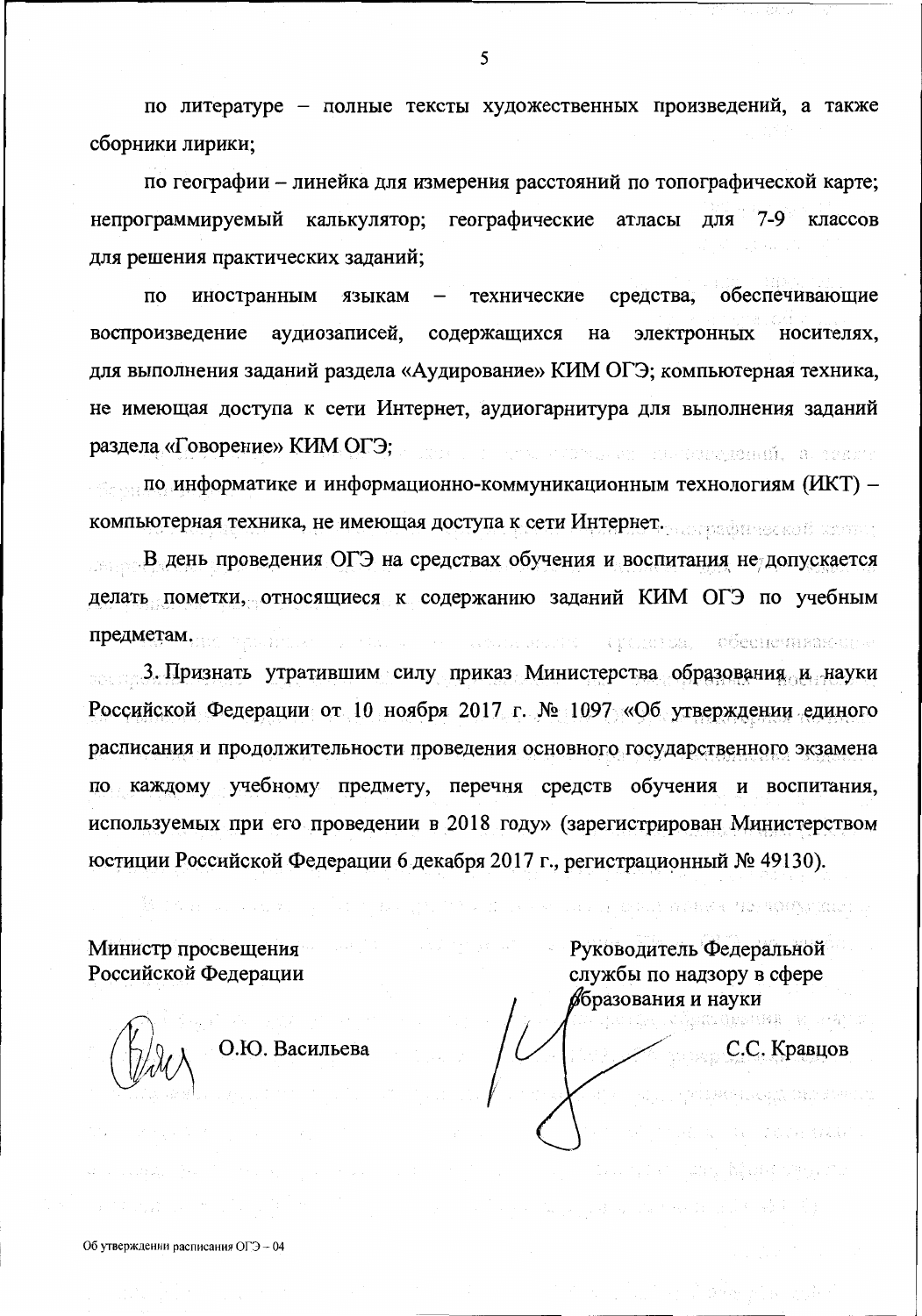по литературе – полные тексты художественных произведений, а также сборники лирики;

по географии – линейка для измерения расстояний по топографической карте; непрограммируемый калькулятор; географические атласы для 7-9 классов для решения практических заданий;

по иностранным языкам – технические средства, обеспечивающие воспроизведение аудиозаписей, содержащихся на электронных носителях, для выполнения заданий раздела «Аудирование» КИМ ОГЭ; компьютерная техника, не имеющая доступа к сети Интернет, аудиогарнитура для выполнения заданий раздела «Говорение» КИМ ОГЭ;

по информатике и информационно-коммуникационным технологиям (ИКТ) – компьютерная техника, не имеющая доступа к сети Интернет.

В день проведения ОГЭ на средствах обучения и воспитания не допускается делать пометки, относящиеся к содержанию заданий КИМ ОГЭ по учебным предметам.

3. Признать утратившим силу приказ Министерства образования и науки Российской Федерации от 10 ноября 2017 г. № 1097 «Об утверждении единого расписания и продолжительности проведения основного государственного экзамена по каждому учебному предмету, перечня средств обучения и воспитания, используемых при его проведении в 2018 году» (зарегистрирован Министерством юстиции Российской Федерации 6 декабря 2017 г., регистрационный № 49130).

Министр просвещения
Российской Федерации

О.Ю. Васильева

Руководитель Федеральной
службы по надзору в сфере
образования и науки

С.С. Кравцов

Об утверждении расписания ОГЭ – 04